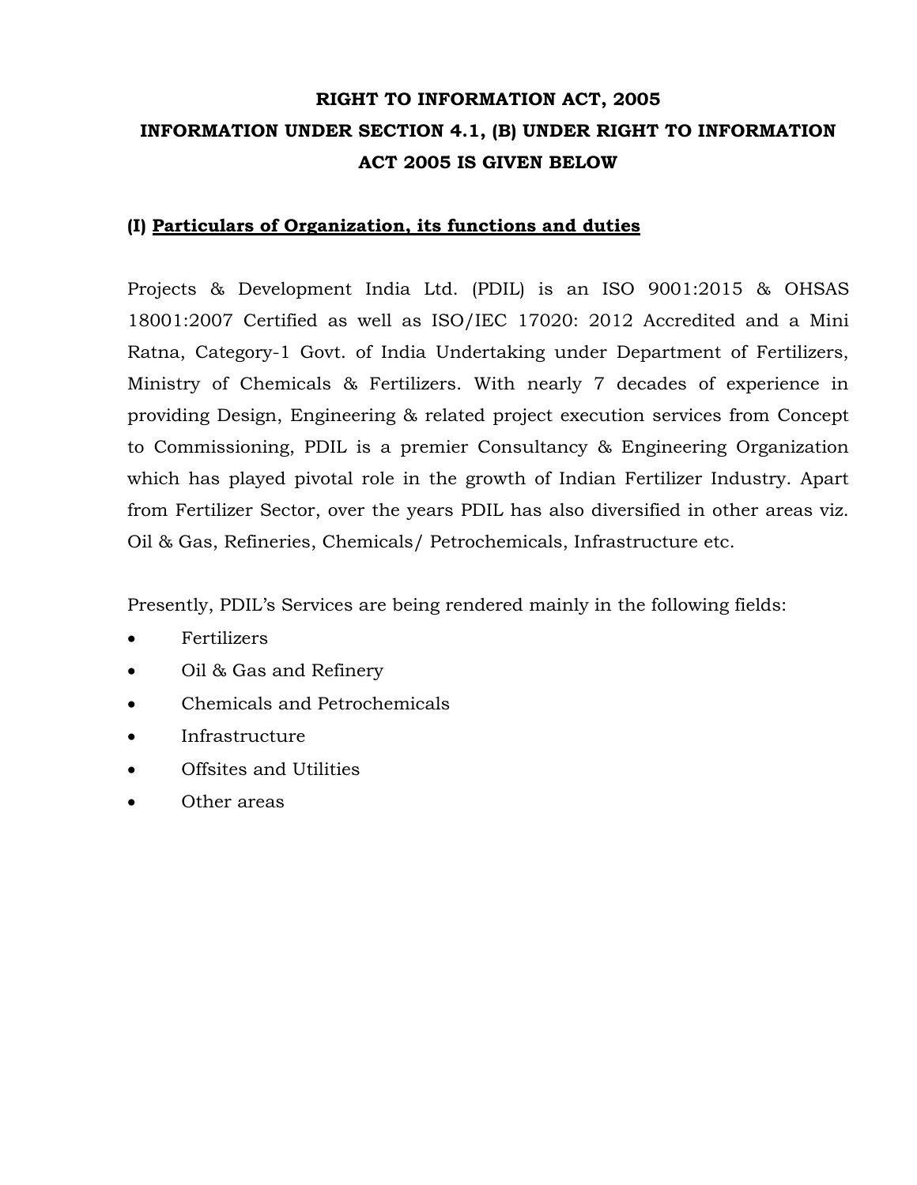# RIGHT TO INFORMATION ACT, 2005

## INFORMATION UNDER SECTION 4.1, (B) UNDER RIGHT TO INFORMATION ACT 2005 IS GIVEN BELOW

### (I) Particulars of Organization, its functions and duties

Projects & Development India Ltd. (PDIL) is an ISO 9001:2015 & OHSAS 18001:2007 Certified as well as ISO/IEC 17020: 2012 Accredited and a Mini Ratna, Category-1 Govt. of India Undertaking under Department of Fertilizers, Ministry of Chemicals & Fertilizers. With nearly 7 decades of experience in providing Design, Engineering & related project execution services from Concept to Commissioning, PDIL is a premier Consultancy & Engineering Organization which has played pivotal role in the growth of Indian Fertilizer Industry. Apart from Fertilizer Sector, over the years PDIL has also diversified in other areas viz. Oil & Gas, Refineries, Chemicals/ Petrochemicals, Infrastructure etc.

Presently, PDIL's Services are being rendered mainly in the following fields:

- Fertilizers
- Oil & Gas and Refinery
- Chemicals and Petrochemicals
- Infrastructure
- Offsites and Utilities
- Other areas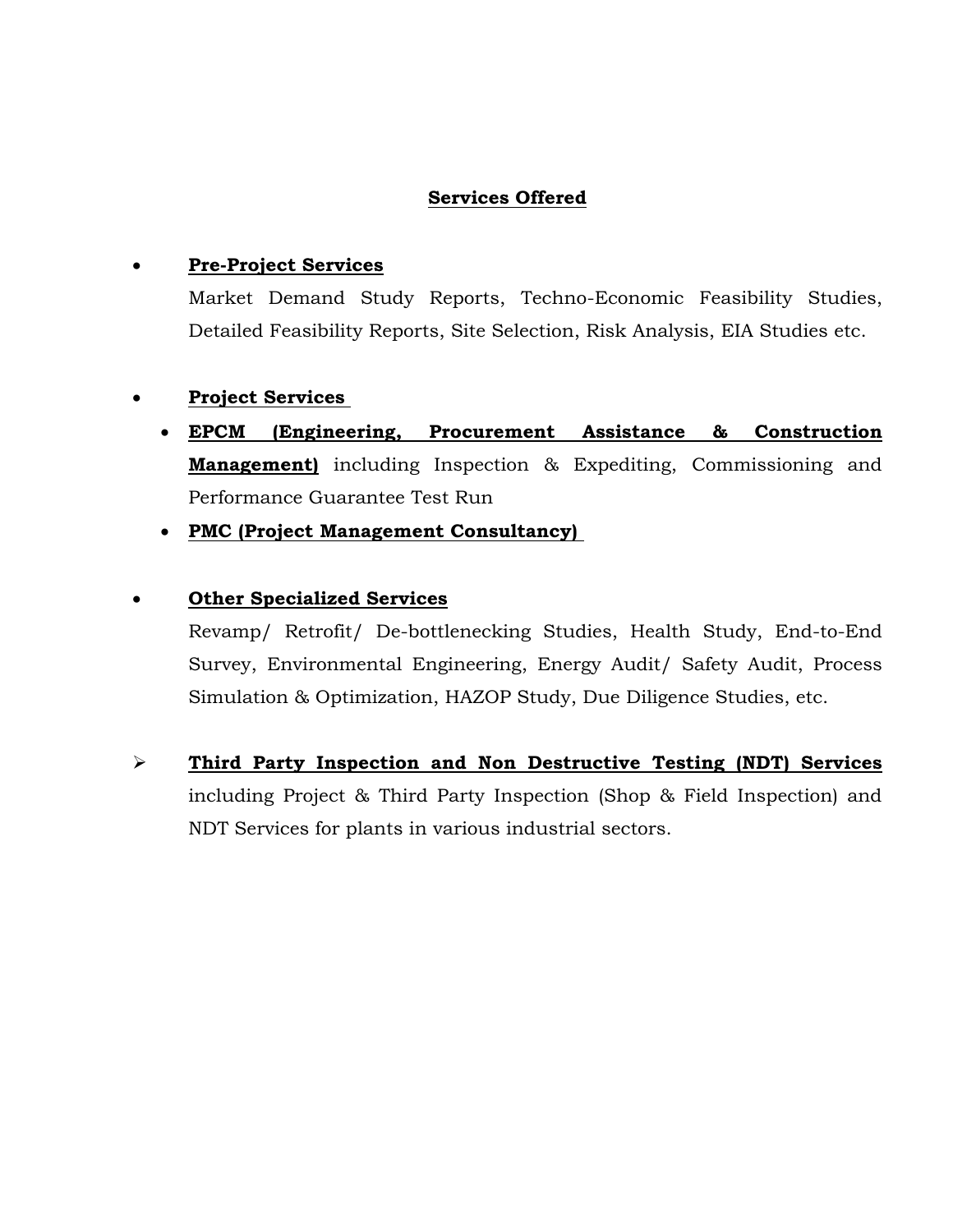## Services Offered

- **Pre-Project Services**

  Market Demand Study Reports, Techno-Economic Feasibility Studies, Detailed Feasibility Reports, Site Selection, Risk Analysis, EIA Studies etc.

- **Project Services**

  - **EPCM (Engineering, Procurement Assistance & Construction Management)** including Inspection & Expediting, Commissioning and Performance Guarantee Test Run
  - **PMC (Project Management Consultancy)**

- **Other Specialized Services**

  Revamp/ Retrofit/ De-bottlenecking Studies, Health Study, End-to-End Survey, Environmental Engineering, Energy Audit/ Safety Audit, Process Simulation & Optimization, HAZOP Study, Due Diligence Studies, etc.

- **Third Party Inspection and Non Destructive Testing (NDT) Services** including Project & Third Party Inspection (Shop & Field Inspection) and NDT Services for plants in various industrial sectors.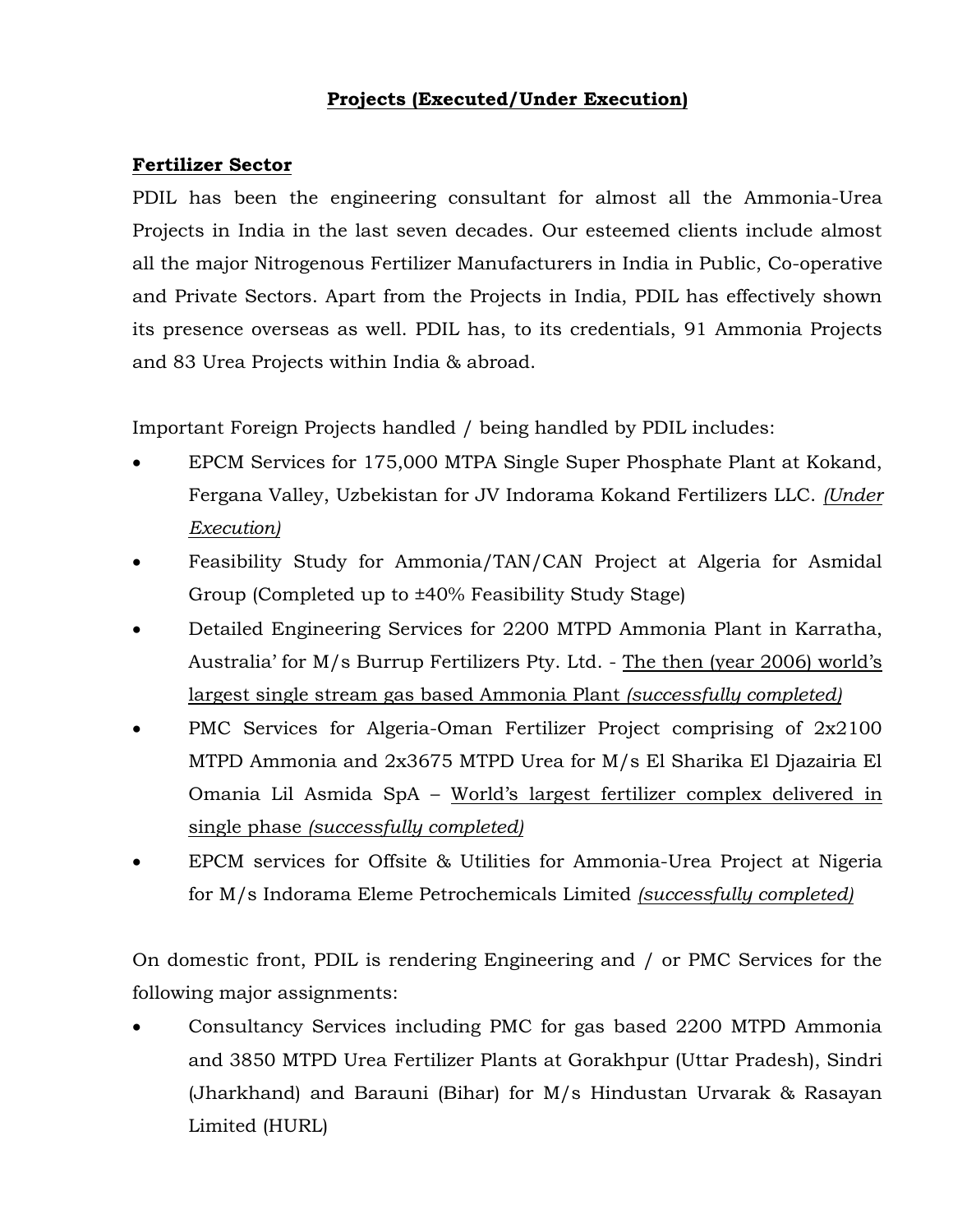## Projects (Executed/Under Execution)

### Fertilizer Sector

PDIL has been the engineering consultant for almost all the Ammonia-Urea Projects in India in the last seven decades. Our esteemed clients include almost all the major Nitrogenous Fertilizer Manufacturers in India in Public, Co-operative and Private Sectors. Apart from the Projects in India, PDIL has effectively shown its presence overseas as well. PDIL has, to its credentials, 91 Ammonia Projects and 83 Urea Projects within India & abroad.

Important Foreign Projects handled / being handled by PDIL includes:

- EPCM Services for 175,000 MTPA Single Super Phosphate Plant at Kokand, Fergana Valley, Uzbekistan for JV Indorama Kokand Fertilizers LLC. *(Under Execution)*
- Feasibility Study for Ammonia/TAN/CAN Project at Algeria for Asmidal Group (Completed up to ±40% Feasibility Study Stage)
- Detailed Engineering Services for 2200 MTPD Ammonia Plant in Karratha, Australia' for M/s Burrup Fertilizers Pty. Ltd. - The then (year 2006) world's largest single stream gas based Ammonia Plant *(successfully completed)*
- PMC Services for Algeria-Oman Fertilizer Project comprising of 2x2100 MTPD Ammonia and 2x3675 MTPD Urea for M/s El Sharika El Djazairia El Omania Lil Asmida SpA – World's largest fertilizer complex delivered in single phase *(successfully completed)*
- EPCM services for Offsite & Utilities for Ammonia-Urea Project at Nigeria for M/s Indorama Eleme Petrochemicals Limited *(successfully completed)*

On domestic front, PDIL is rendering Engineering and / or PMC Services for the following major assignments:

- Consultancy Services including PMC for gas based 2200 MTPD Ammonia and 3850 MTPD Urea Fertilizer Plants at Gorakhpur (Uttar Pradesh), Sindri (Jharkhand) and Barauni (Bihar) for M/s Hindustan Urvarak & Rasayan Limited (HURL)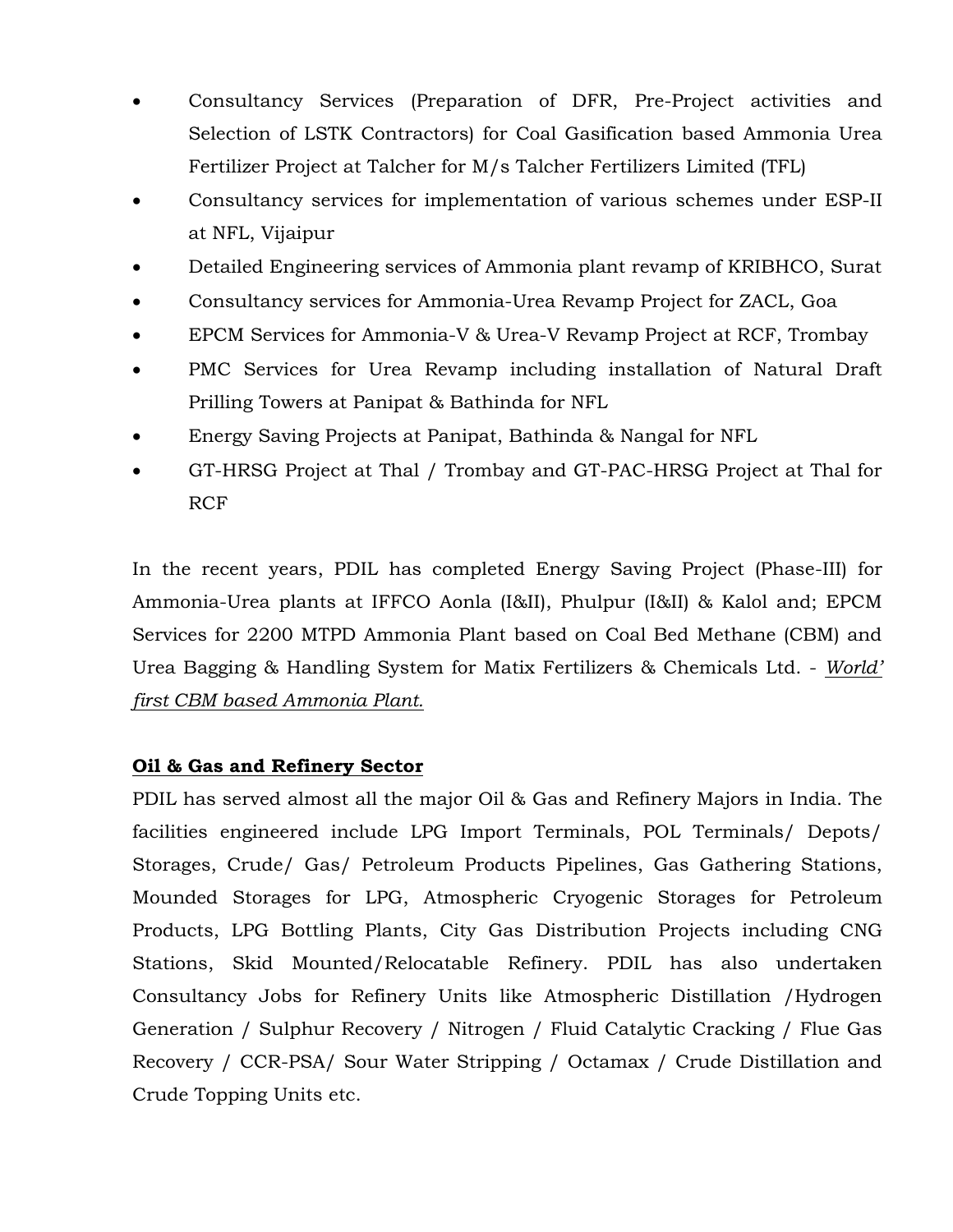- Consultancy Services (Preparation of DFR, Pre-Project activities and Selection of LSTK Contractors) for Coal Gasification based Ammonia Urea Fertilizer Project at Talcher for M/s Talcher Fertilizers Limited (TFL)
- Consultancy services for implementation of various schemes under ESP-II at NFL, Vijaipur
- Detailed Engineering services of Ammonia plant revamp of KRIBHCO, Surat
- Consultancy services for Ammonia-Urea Revamp Project for ZACL, Goa
- EPCM Services for Ammonia-V & Urea-V Revamp Project at RCF, Trombay
- PMC Services for Urea Revamp including installation of Natural Draft Prilling Towers at Panipat & Bathinda for NFL
- Energy Saving Projects at Panipat, Bathinda & Nangal for NFL
- GT-HRSG Project at Thal / Trombay and GT-PAC-HRSG Project at Thal for RCF

In the recent years, PDIL has completed Energy Saving Project (Phase-III) for Ammonia-Urea plants at IFFCO Aonla (I&II), Phulpur (I&II) & Kalol and; EPCM Services for 2200 MTPD Ammonia Plant based on Coal Bed Methane (CBM) and Urea Bagging & Handling System for Matix Fertilizers & Chemicals Ltd. - *World' first CBM based Ammonia Plant.*

## Oil & Gas and Refinery Sector

PDIL has served almost all the major Oil & Gas and Refinery Majors in India. The facilities engineered include LPG Import Terminals, POL Terminals/ Depots/ Storages, Crude/ Gas/ Petroleum Products Pipelines, Gas Gathering Stations, Mounded Storages for LPG, Atmospheric Cryogenic Storages for Petroleum Products, LPG Bottling Plants, City Gas Distribution Projects including CNG Stations, Skid Mounted/Relocatable Refinery. PDIL has also undertaken Consultancy Jobs for Refinery Units like Atmospheric Distillation /Hydrogen Generation / Sulphur Recovery / Nitrogen / Fluid Catalytic Cracking / Flue Gas Recovery / CCR-PSA/ Sour Water Stripping / Octamax / Crude Distillation and Crude Topping Units etc.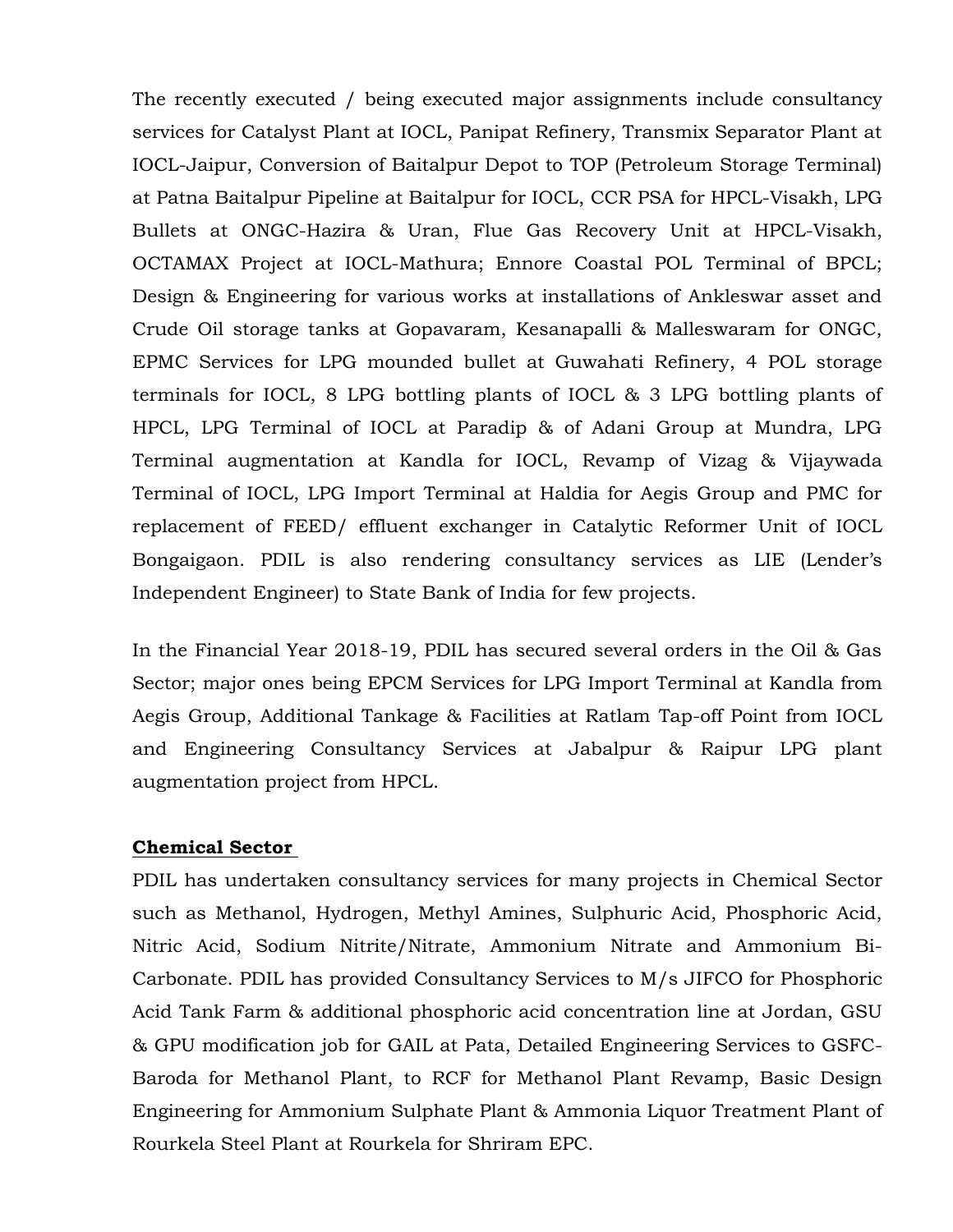The recently executed / being executed major assignments include consultancy services for Catalyst Plant at IOCL, Panipat Refinery, Transmix Separator Plant at IOCL-Jaipur, Conversion of Baitalpur Depot to TOP (Petroleum Storage Terminal) at Patna Baitalpur Pipeline at Baitalpur for IOCL, CCR PSA for HPCL-Visakh, LPG Bullets at ONGC-Hazira & Uran, Flue Gas Recovery Unit at HPCL-Visakh, OCTAMAX Project at IOCL-Mathura; Ennore Coastal POL Terminal of BPCL; Design & Engineering for various works at installations of Ankleswar asset and Crude Oil storage tanks at Gopavaram, Kesanapalli & Malleswaram for ONGC, EPMC Services for LPG mounded bullet at Guwahati Refinery, 4 POL storage terminals for IOCL, 8 LPG bottling plants of IOCL & 3 LPG bottling plants of HPCL, LPG Terminal of IOCL at Paradip & of Adani Group at Mundra, LPG Terminal augmentation at Kandla for IOCL, Revamp of Vizag & Vijaywada Terminal of IOCL, LPG Import Terminal at Haldia for Aegis Group and PMC for replacement of FEED/ effluent exchanger in Catalytic Reformer Unit of IOCL Bongaigaon. PDIL is also rendering consultancy services as LIE (Lender's Independent Engineer) to State Bank of India for few projects.

In the Financial Year 2018-19, PDIL has secured several orders in the Oil & Gas Sector; major ones being EPCM Services for LPG Import Terminal at Kandla from Aegis Group, Additional Tankage & Facilities at Ratlam Tap-off Point from IOCL and Engineering Consultancy Services at Jabalpur & Raipur LPG plant augmentation project from HPCL.

**Chemical Sector**

PDIL has undertaken consultancy services for many projects in Chemical Sector such as Methanol, Hydrogen, Methyl Amines, Sulphuric Acid, Phosphoric Acid, Nitric Acid, Sodium Nitrite/Nitrate, Ammonium Nitrate and Ammonium Bi-Carbonate. PDIL has provided Consultancy Services to M/s JIFCO for Phosphoric Acid Tank Farm & additional phosphoric acid concentration line at Jordan, GSU & GPU modification job for GAIL at Pata, Detailed Engineering Services to GSFC-Baroda for Methanol Plant, to RCF for Methanol Plant Revamp, Basic Design Engineering for Ammonium Sulphate Plant & Ammonia Liquor Treatment Plant of Rourkela Steel Plant at Rourkela for Shriram EPC.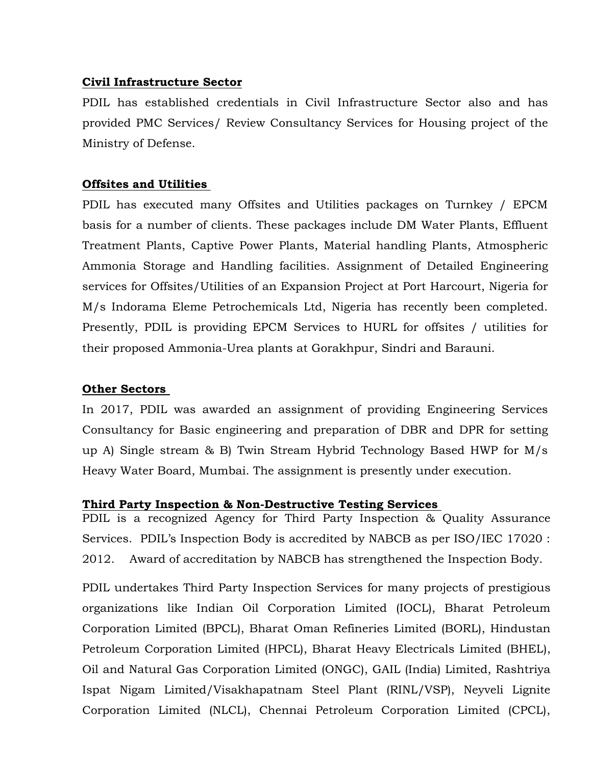**Civil Infrastructure Sector**

PDIL has established credentials in Civil Infrastructure Sector also and has provided PMC Services/ Review Consultancy Services for Housing project of the Ministry of Defense.

**Offsites and Utilities**

PDIL has executed many Offsites and Utilities packages on Turnkey / EPCM basis for a number of clients. These packages include DM Water Plants, Effluent Treatment Plants, Captive Power Plants, Material handling Plants, Atmospheric Ammonia Storage and Handling facilities. Assignment of Detailed Engineering services for Offsites/Utilities of an Expansion Project at Port Harcourt, Nigeria for M/s Indorama Eleme Petrochemicals Ltd, Nigeria has recently been completed. Presently, PDIL is providing EPCM Services to HURL for offsites / utilities for their proposed Ammonia-Urea plants at Gorakhpur, Sindri and Barauni.

**Other Sectors**

In 2017, PDIL was awarded an assignment of providing Engineering Services Consultancy for Basic engineering and preparation of DBR and DPR for setting up A) Single stream & B) Twin Stream Hybrid Technology Based HWP for M/s Heavy Water Board, Mumbai. The assignment is presently under execution.

**Third Party Inspection & Non-Destructive Testing Services**

PDIL is a recognized Agency for Third Party Inspection & Quality Assurance Services. PDIL's Inspection Body is accredited by NABCB as per ISO/IEC 17020 : 2012. Award of accreditation by NABCB has strengthened the Inspection Body.

PDIL undertakes Third Party Inspection Services for many projects of prestigious organizations like Indian Oil Corporation Limited (IOCL), Bharat Petroleum Corporation Limited (BPCL), Bharat Oman Refineries Limited (BORL), Hindustan Petroleum Corporation Limited (HPCL), Bharat Heavy Electricals Limited (BHEL), Oil and Natural Gas Corporation Limited (ONGC), GAIL (India) Limited, Rashtriya Ispat Nigam Limited/Visakhapatnam Steel Plant (RINL/VSP), Neyveli Lignite Corporation Limited (NLCL), Chennai Petroleum Corporation Limited (CPCL),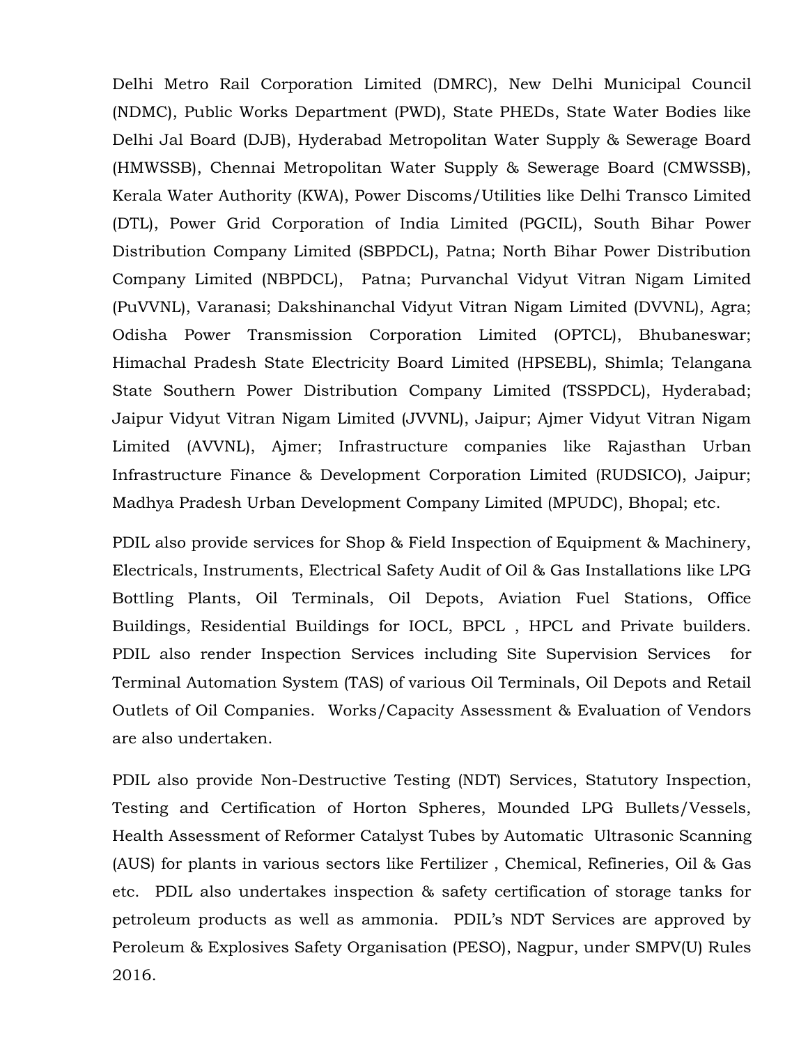Delhi Metro Rail Corporation Limited (DMRC), New Delhi Municipal Council (NDMC), Public Works Department (PWD), State PHEDs, State Water Bodies like Delhi Jal Board (DJB), Hyderabad Metropolitan Water Supply & Sewerage Board (HMWSSB), Chennai Metropolitan Water Supply & Sewerage Board (CMWSSB), Kerala Water Authority (KWA), Power Discoms/Utilities like Delhi Transco Limited (DTL), Power Grid Corporation of India Limited (PGCIL), South Bihar Power Distribution Company Limited (SBPDCL), Patna; North Bihar Power Distribution Company Limited (NBPDCL), Patna; Purvanchal Vidyut Vitran Nigam Limited (PuVVNL), Varanasi; Dakshinanchal Vidyut Vitran Nigam Limited (DVVNL), Agra; Odisha Power Transmission Corporation Limited (OPTCL), Bhubaneswar; Himachal Pradesh State Electricity Board Limited (HPSEBL), Shimla; Telangana State Southern Power Distribution Company Limited (TSSPDCL), Hyderabad; Jaipur Vidyut Vitran Nigam Limited (JVVNL), Jaipur; Ajmer Vidyut Vitran Nigam Limited (AVVNL), Ajmer; Infrastructure companies like Rajasthan Urban Infrastructure Finance & Development Corporation Limited (RUDSICO), Jaipur; Madhya Pradesh Urban Development Company Limited (MPUDC), Bhopal; etc.

PDIL also provide services for Shop & Field Inspection of Equipment & Machinery, Electricals, Instruments, Electrical Safety Audit of Oil & Gas Installations like LPG Bottling Plants, Oil Terminals, Oil Depots, Aviation Fuel Stations, Office Buildings, Residential Buildings for IOCL, BPCL , HPCL and Private builders. PDIL also render Inspection Services including Site Supervision Services for Terminal Automation System (TAS) of various Oil Terminals, Oil Depots and Retail Outlets of Oil Companies. Works/Capacity Assessment & Evaluation of Vendors are also undertaken.

PDIL also provide Non-Destructive Testing (NDT) Services, Statutory Inspection, Testing and Certification of Horton Spheres, Mounded LPG Bullets/Vessels, Health Assessment of Reformer Catalyst Tubes by Automatic Ultrasonic Scanning (AUS) for plants in various sectors like Fertilizer , Chemical, Refineries, Oil & Gas etc. PDIL also undertakes inspection & safety certification of storage tanks for petroleum products as well as ammonia. PDIL's NDT Services are approved by Peroleum & Explosives Safety Organisation (PESO), Nagpur, under SMPV(U) Rules 2016.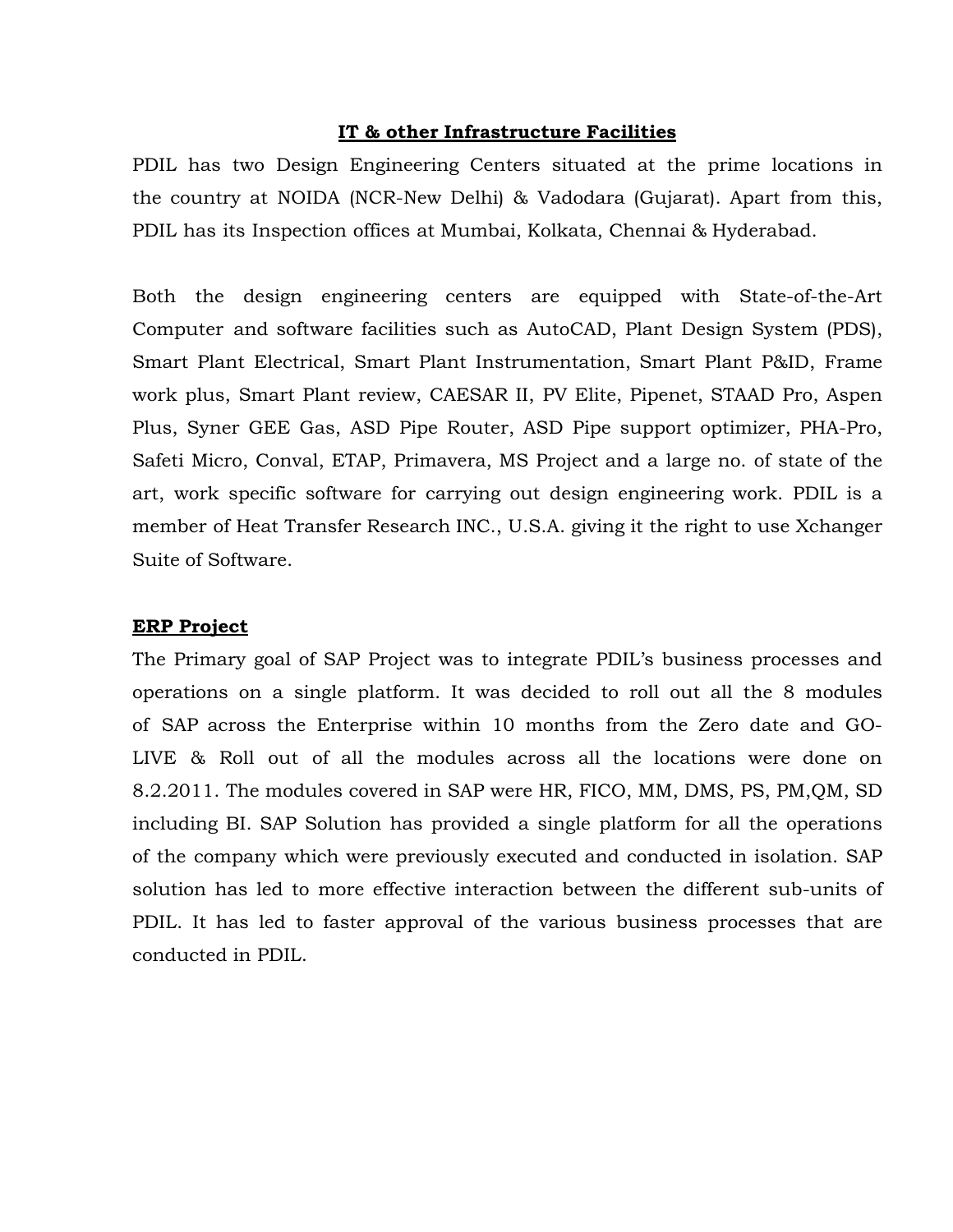## IT & other Infrastructure Facilities

PDIL has two Design Engineering Centers situated at the prime locations in the country at NOIDA (NCR-New Delhi) & Vadodara (Gujarat). Apart from this, PDIL has its Inspection offices at Mumbai, Kolkata, Chennai & Hyderabad.

Both the design engineering centers are equipped with State-of-the-Art Computer and software facilities such as AutoCAD, Plant Design System (PDS), Smart Plant Electrical, Smart Plant Instrumentation, Smart Plant P&ID, Frame work plus, Smart Plant review, CAESAR II, PV Elite, Pipenet, STAAD Pro, Aspen Plus, Syner GEE Gas, ASD Pipe Router, ASD Pipe support optimizer, PHA-Pro, Safeti Micro, Conval, ETAP, Primavera, MS Project and a large no. of state of the art, work specific software for carrying out design engineering work. PDIL is a member of Heat Transfer Research INC., U.S.A. giving it the right to use Xchanger Suite of Software.

### ERP Project

The Primary goal of SAP Project was to integrate PDIL's business processes and operations on a single platform. It was decided to roll out all the 8 modules of SAP across the Enterprise within 10 months from the Zero date and GO-LIVE & Roll out of all the modules across all the locations were done on 8.2.2011. The modules covered in SAP were HR, FICO, MM, DMS, PS, PM,QM, SD including BI. SAP Solution has provided a single platform for all the operations of the company which were previously executed and conducted in isolation. SAP solution has led to more effective interaction between the different sub-units of PDIL. It has led to faster approval of the various business processes that are conducted in PDIL.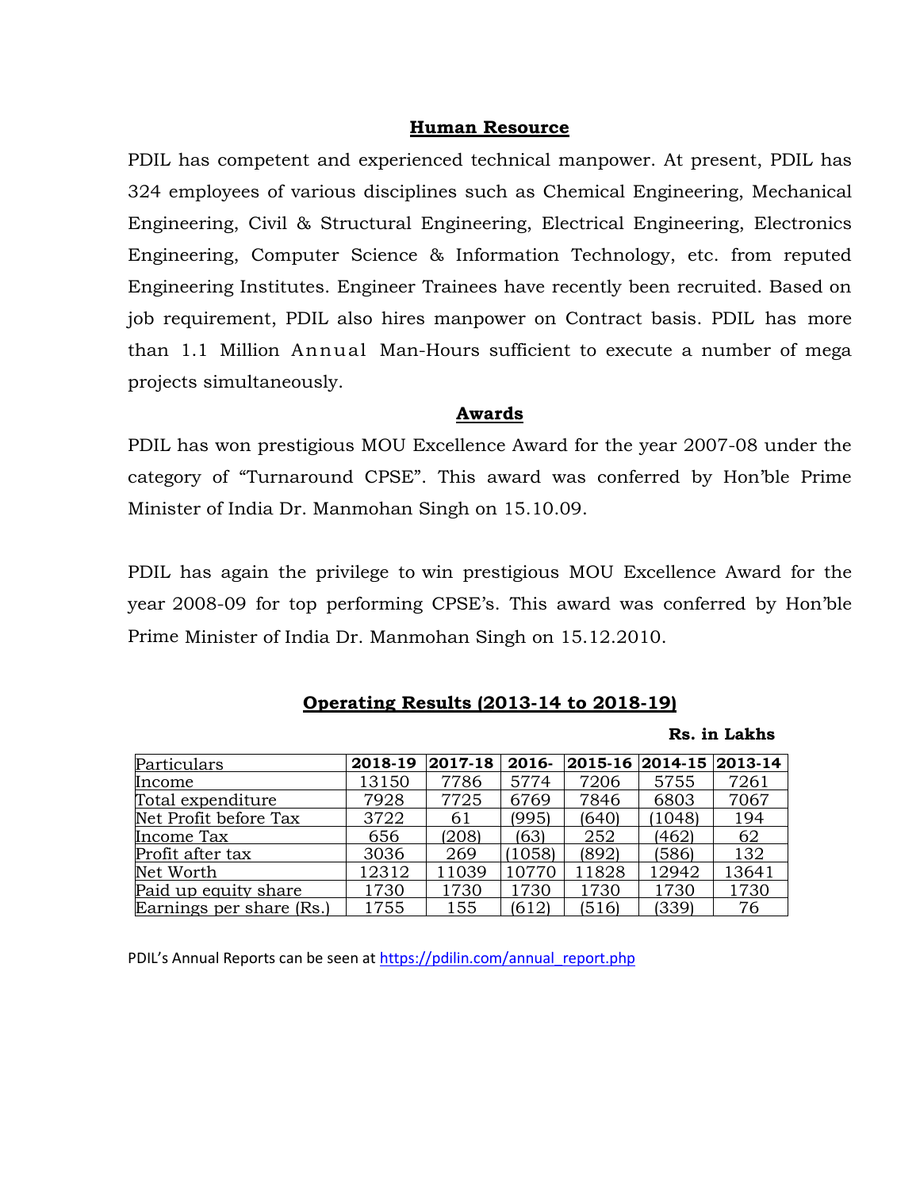## Human Resource

PDIL has competent and experienced technical manpower. At present, PDIL has 324 employees of various disciplines such as Chemical Engineering, Mechanical Engineering, Civil & Structural Engineering, Electrical Engineering, Electronics Engineering, Computer Science & Information Technology, etc. from reputed Engineering Institutes. Engineer Trainees have recently been recruited. Based on job requirement, PDIL also hires manpower on Contract basis. PDIL has more than 1.1 Million Annual Man-Hours sufficient to execute a number of mega projects simultaneously.

## Awards

PDIL has won prestigious MOU Excellence Award for the year 2007-08 under the category of "Turnaround CPSE". This award was conferred by Hon'ble Prime Minister of India Dr. Manmohan Singh on 15.10.09.

PDIL has again the privilege to win prestigious MOU Excellence Award for the year 2008-09 for top performing CPSE's. This award was conferred by Hon'ble Prime Minister of India Dr. Manmohan Singh on 15.12.2010.

## Operating Results (2013-14 to 2018-19)

**Rs. in Lakhs**

| Particulars | 2018-19 | 2017-18 | 2016- | 2015-16 | 2014-15 | 2013-14 |
|---|---|---|---|---|---|---|
| Income | 13150 | 7786 | 5774 | 7206 | 5755 | 7261 |
| Total expenditure | 7928 | 7725 | 6769 | 7846 | 6803 | 7067 |
| Net Profit before Tax | 3722 | 61 | (995) | (640) | (1048) | 194 |
| Income Tax | 656 | (208) | (63) | 252 | (462) | 62 |
| Profit after tax | 3036 | 269 | (1058) | (892) | (586) | 132 |
| Net Worth | 12312 | 11039 | 10770 | 11828 | 12942 | 13641 |
| Paid up equity share | 1730 | 1730 | 1730 | 1730 | 1730 | 1730 |
| Earnings per share (Rs.) | 1755 | 155 | (612) | (516) | (339) | 76 |

PDIL's Annual Reports can be seen at [https://pdilin.com/annual_report.php](https://pdilin.com/annual_report.php)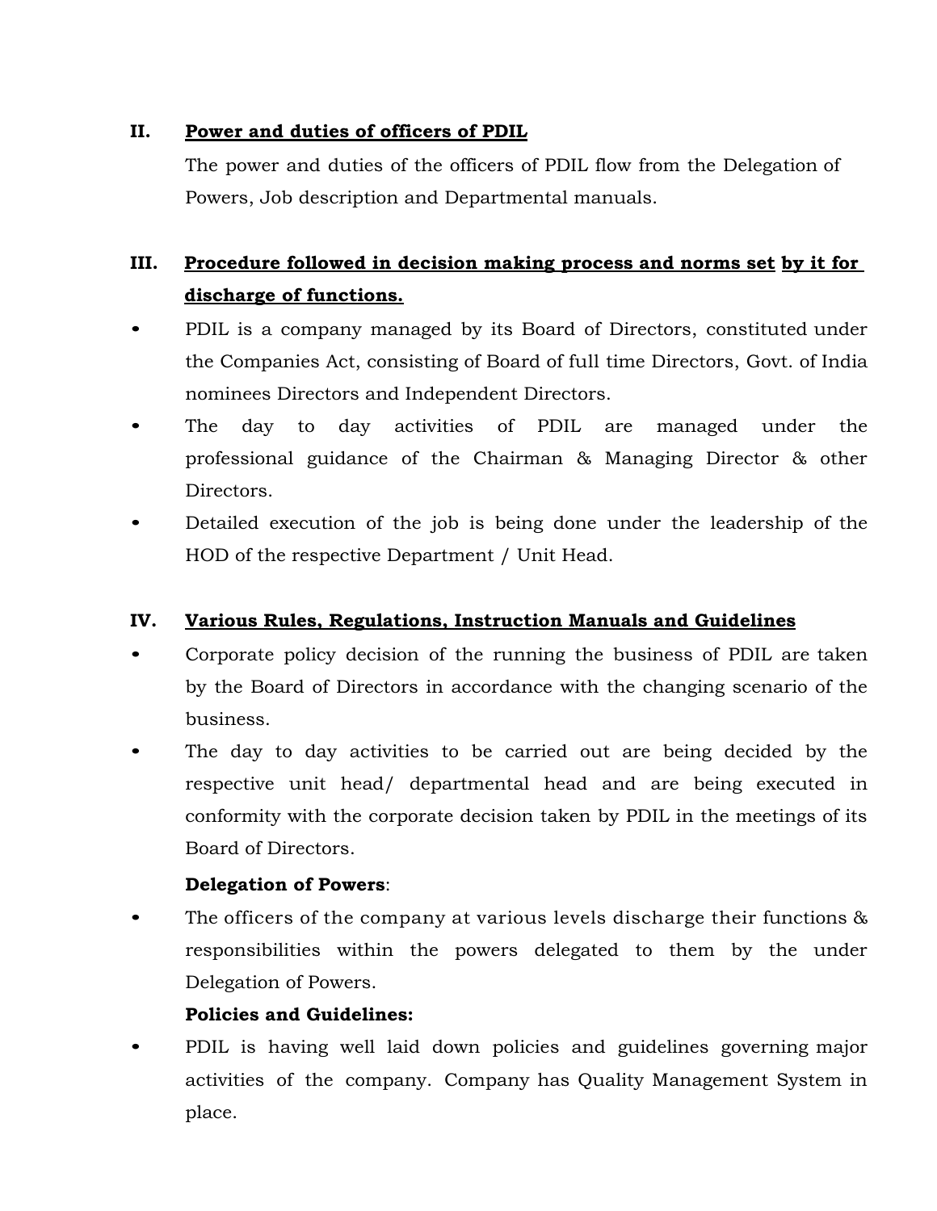## II. Power and duties of officers of PDIL

The power and duties of the officers of PDIL flow from the Delegation of Powers, Job description and Departmental manuals.

## III. Procedure followed in decision making process and norms set by it for discharge of functions.

- PDIL is a company managed by its Board of Directors, constituted under the Companies Act, consisting of Board of full time Directors, Govt. of India nominees Directors and Independent Directors.
- The day to day activities of PDIL are managed under the professional guidance of the Chairman & Managing Director & other Directors.
- Detailed execution of the job is being done under the leadership of the HOD of the respective Department / Unit Head.

## IV. Various Rules, Regulations, Instruction Manuals and Guidelines

- Corporate policy decision of the running the business of PDIL are taken by the Board of Directors in accordance with the changing scenario of the business.
- The day to day activities to be carried out are being decided by the respective unit head/ departmental head and are being executed in conformity with the corporate decision taken by PDIL in the meetings of its Board of Directors.

**Delegation of Powers**:

- The officers of the company at various levels discharge their functions & responsibilities within the powers delegated to them by the under Delegation of Powers.

**Policies and Guidelines:**

- PDIL is having well laid down policies and guidelines governing major activities of the company. Company has Quality Management System in place.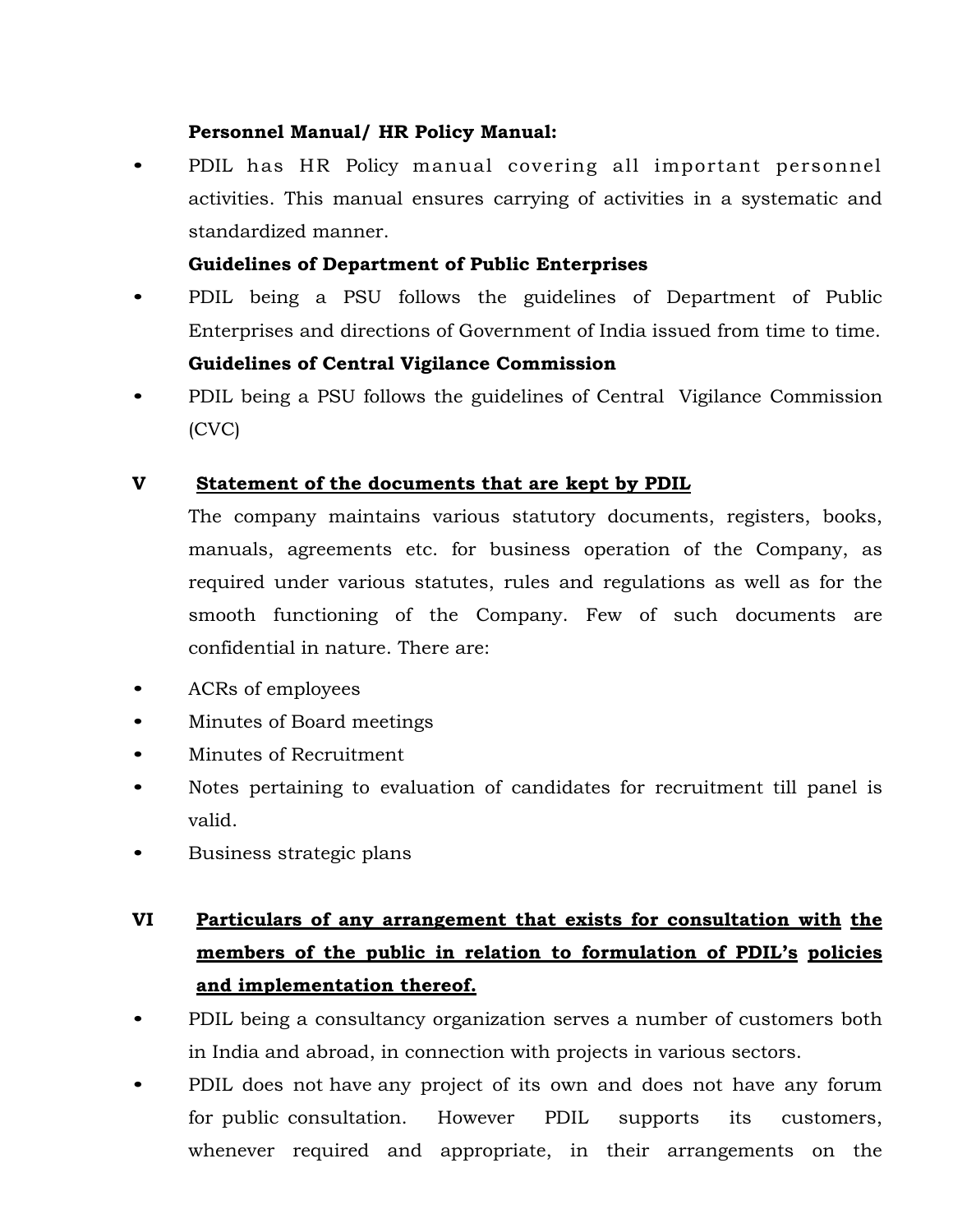**Personnel Manual/ HR Policy Manual:**

- PDIL has HR Policy manual covering all important personnel activities. This manual ensures carrying of activities in a systematic and standardized manner.

**Guidelines of Department of Public Enterprises**

- PDIL being a PSU follows the guidelines of Department of Public Enterprises and directions of Government of India issued from time to time.

**Guidelines of Central Vigilance Commission**

- PDIL being a PSU follows the guidelines of Central Vigilance Commission (CVC)

## V Statement of the documents that are kept by PDIL

The company maintains various statutory documents, registers, books, manuals, agreements etc. for business operation of the Company, as required under various statutes, rules and regulations as well as for the smooth functioning of the Company. Few of such documents are confidential in nature. There are:

- ACRs of employees
- Minutes of Board meetings
- Minutes of Recruitment
- Notes pertaining to evaluation of candidates for recruitment till panel is valid.
- Business strategic plans

## VI Particulars of any arrangement that exists for consultation with the members of the public in relation to formulation of PDIL's policies and implementation thereof.

- PDIL being a consultancy organization serves a number of customers both in India and abroad, in connection with projects in various sectors.
- PDIL does not have any project of its own and does not have any forum for public consultation. However PDIL supports its customers, whenever required and appropriate, in their arrangements on the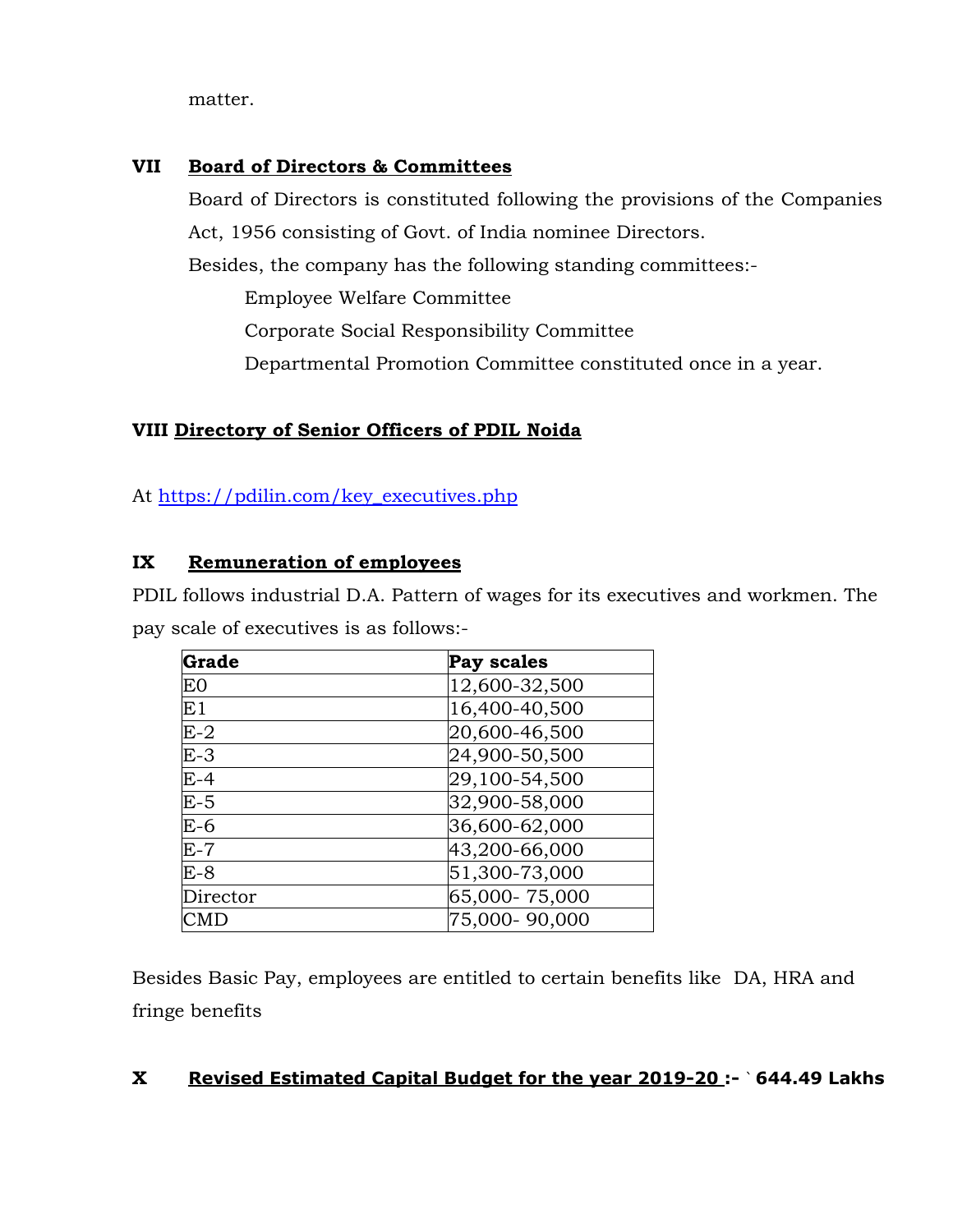matter.

## VII Board of Directors & Committees

Board of Directors is constituted following the provisions of the Companies Act, 1956 consisting of Govt. of India nominee Directors.

Besides, the company has the following standing committees:-

- Employee Welfare Committee
- Corporate Social Responsibility Committee
- Departmental Promotion Committee constituted once in a year.

## VIII Directory of Senior Officers of PDIL Noida

At [https://pdilin.com/key_executives.php](https://pdilin.com/key_executives.php)

## IX Remuneration of employees

PDIL follows industrial D.A. Pattern of wages for its executives and workmen. The pay scale of executives is as follows:-

| Grade | Pay scales |
|---|---|
| E0 | 12,600-32,500 |
| E1 | 16,400-40,500 |
| E-2 | 20,600-46,500 |
| E-3 | 24,900-50,500 |
| E-4 | 29,100-54,500 |
| E-5 | 32,900-58,000 |
| E-6 | 36,600-62,000 |
| E-7 | 43,200-66,000 |
| E-8 | 51,300-73,000 |
| Director | 65,000- 75,000 |
| CMD | 75,000- 90,000 |

Besides Basic Pay, employees are entitled to certain benefits like DA, HRA and fringe benefits

## X Revised Estimated Capital Budget for the year 2019-20 :- ` 644.49 Lakhs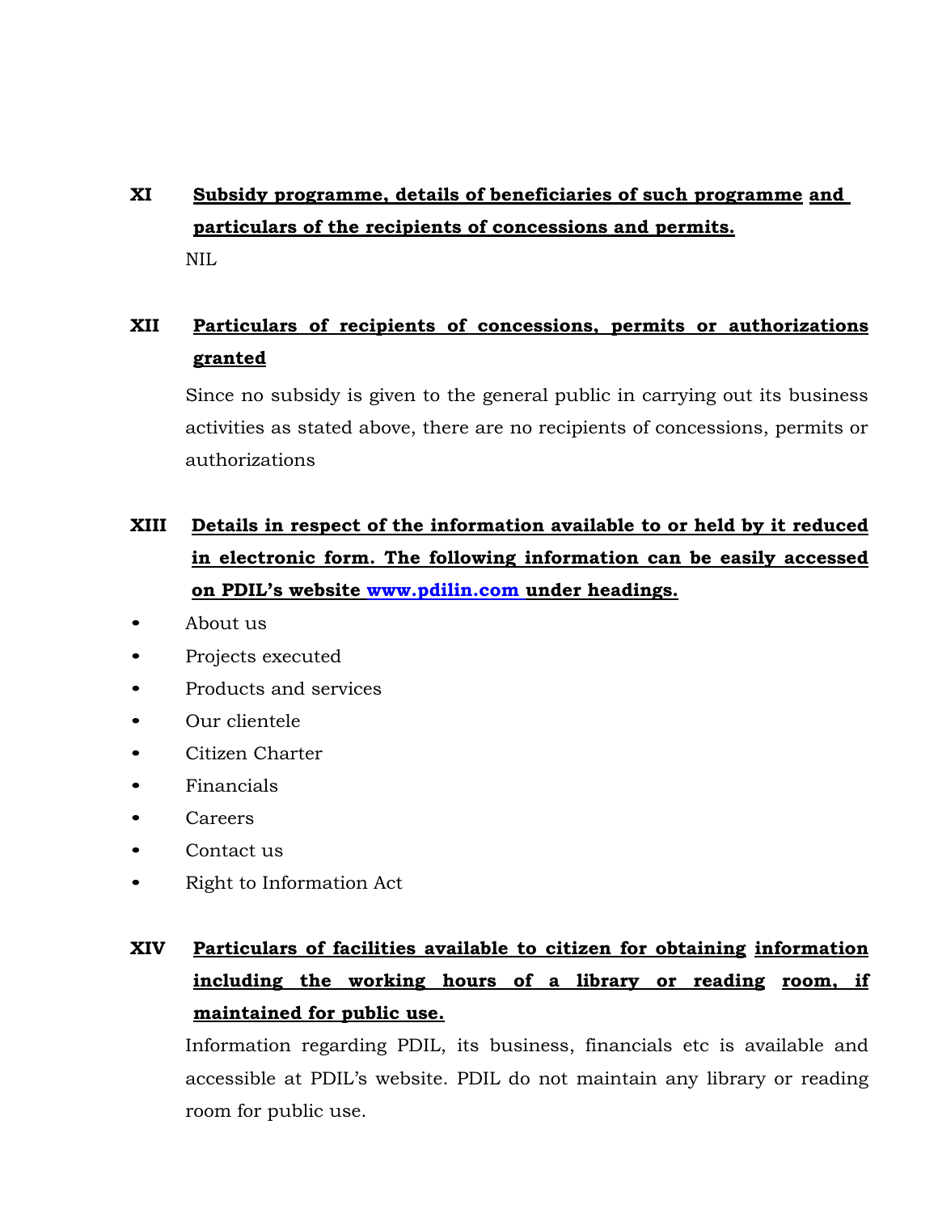## XI **Subsidy programme, details of beneficiaries of such programme and particulars of the recipients of concessions and permits.**

NIL

## XII **Particulars of recipients of concessions, permits or authorizations granted**

Since no subsidy is given to the general public in carrying out its business activities as stated above, there are no recipients of concessions, permits or authorizations

## XIII **Details in respect of the information available to or held by it reduced in electronic form. The following information can be easily accessed on PDIL's website www.pdilin.com under headings.**

- About us
- Projects executed
- Products and services
- Our clientele
- Citizen Charter
- Financials
- Careers
- Contact us
- Right to Information Act

## XIV **Particulars of facilities available to citizen for obtaining information including the working hours of a library or reading room, if maintained for public use.**

Information regarding PDIL, its business, financials etc is available and accessible at PDIL's website. PDIL do not maintain any library or reading room for public use.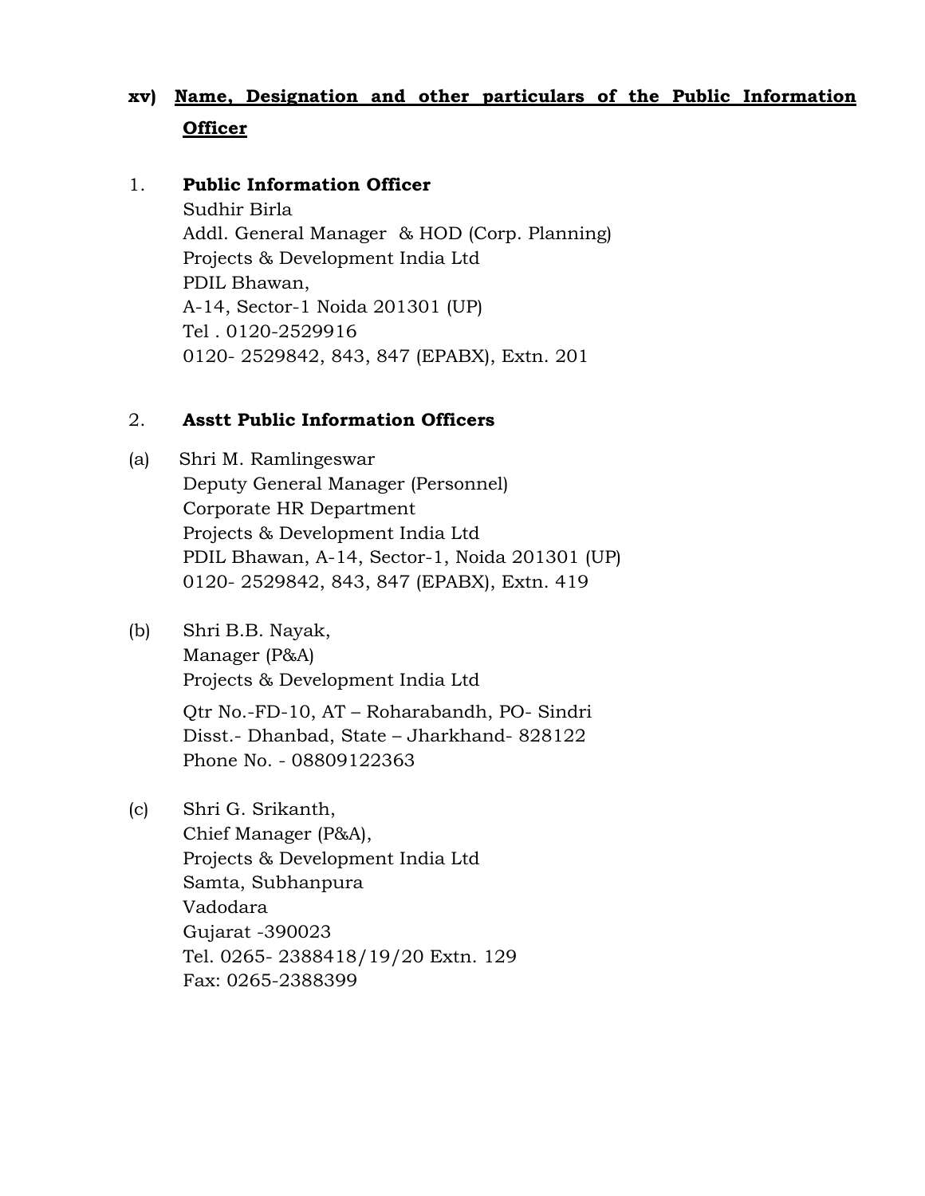## xv) Name, Designation and other particulars of the Public Information Officer

1. **Public Information Officer**
   Sudhir Birla
   Addl. General Manager & HOD (Corp. Planning)
   Projects & Development India Ltd
   PDIL Bhawan,
   A-14, Sector-1 Noida 201301 (UP)
   Tel . 0120-2529916
   0120- 2529842, 843, 847 (EPABX), Extn. 201

2. **Asstt Public Information Officers**

(a) Shri M. Ramlingeswar
Deputy General Manager (Personnel)
Corporate HR Department
Projects & Development India Ltd
PDIL Bhawan, A-14, Sector-1, Noida 201301 (UP)
0120- 2529842, 843, 847 (EPABX), Extn. 419

(b) Shri B.B. Nayak,
Manager (P&A)
Projects & Development India Ltd
Qtr No.-FD-10, AT – Roharabandh, PO- Sindri
Disst.- Dhanbad, State – Jharkhand- 828122
Phone No. - 08809122363

(c) Shri G. Srikanth,
Chief Manager (P&A),
Projects & Development India Ltd
Samta, Subhanpura
Vadodara
Gujarat -390023
Tel. 0265- 2388418/19/20 Extn. 129
Fax: 0265-2388399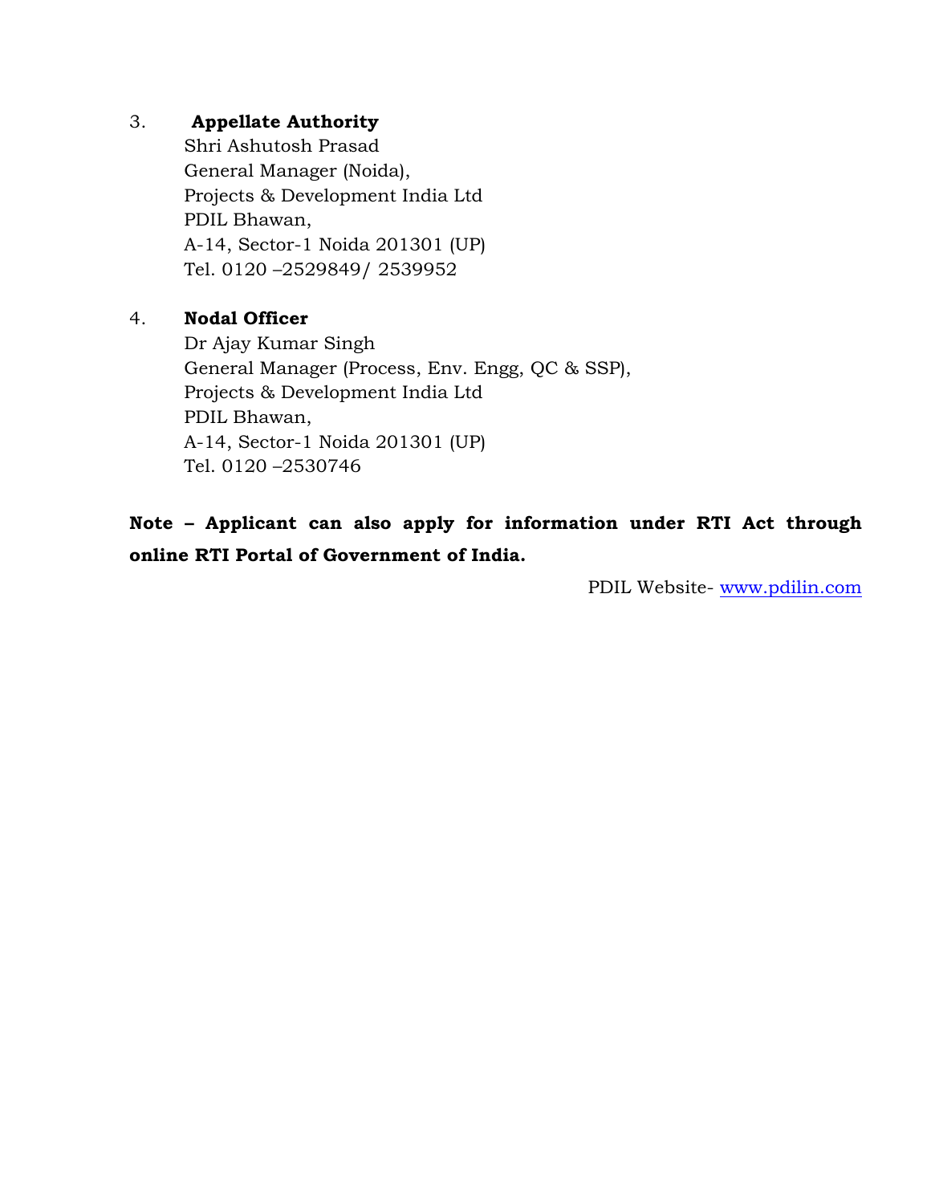3. **Appellate Authority**

   Shri Ashutosh Prasad
   General Manager (Noida),
   Projects & Development India Ltd
   PDIL Bhawan,
   A-14, Sector-1 Noida 201301 (UP)
   Tel. 0120 –2529849/ 2539952

4. **Nodal Officer**

   Dr Ajay Kumar Singh
   General Manager (Process, Env. Engg, QC & SSP),
   Projects & Development India Ltd
   PDIL Bhawan,
   A-14, Sector-1 Noida 201301 (UP)
   Tel. 0120 –2530746

**Note – Applicant can also apply for information under RTI Act through online RTI Portal of Government of India.**

PDIL Website- www.pdilin.com